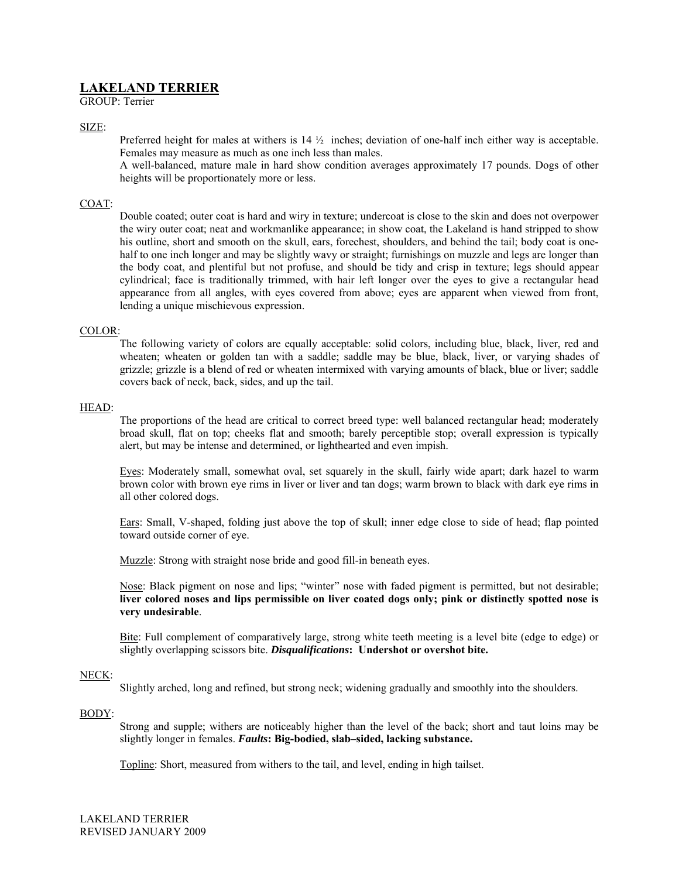# LAKELAND TERRIER

GROUP: Terrier

## SIZE:

Preferred height for males at withers is 14 ½ inches; deviation of one-half inch either way is acceptable. Females may measure as much as one inch less than males.

A well-balanced, mature male in hard show condition averages approximately 17 pounds. Dogs of other heights will be proportionately more or less.

## COAT:

Double coated; outer coat is hard and wiry in texture; undercoat is close to the skin and does not overpower the wiry outer coat; neat and workmanlike appearance; in show coat, the Lakeland is hand stripped to show his outline, short and smooth on the skull, ears, forechest, shoulders, and behind the tail; body coat is one-half to one inch longer and may be slightly wavy or straight; furnishings on muzzle and legs are longer than the body coat, and plentiful but not profuse, and should be tidy and crisp in texture; legs should appear cylindrical; face is traditionally trimmed, with hair left longer over the eyes to give a rectangular head appearance from all angles, with eyes covered from above; eyes are apparent when viewed from front, lending a unique mischievous expression.

## COLOR:

The following variety of colors are equally acceptable: solid colors, including blue, black, liver, red and wheaten; wheaten or golden tan with a saddle; saddle may be blue, black, liver, or varying shades of grizzle; grizzle is a blend of red or wheaten intermixed with varying amounts of black, blue or liver; saddle covers back of neck, back, sides, and up the tail.

## HEAD:

The proportions of the head are critical to correct breed type: well balanced rectangular head; moderately broad skull, flat on top; cheeks flat and smooth; barely perceptible stop; overall expression is typically alert, but may be intense and determined, or lighthearted and even impish.

Eyes: Moderately small, somewhat oval, set squarely in the skull, fairly wide apart; dark hazel to warm brown color with brown eye rims in liver or liver and tan dogs; warm brown to black with dark eye rims in all other colored dogs.

Ears: Small, V-shaped, folding just above the top of skull; inner edge close to side of head; flap pointed toward outside corner of eye.

Muzzle: Strong with straight nose bride and good fill-in beneath eyes.

Nose: Black pigment on nose and lips; "winter" nose with faded pigment is permitted, but not desirable; **liver colored noses and lips permissible on liver coated dogs only; pink or distinctly spotted nose is very undesirable**.

Bite: Full complement of comparatively large, strong white teeth meeting is a level bite (edge to edge) or slightly overlapping scissors bite. ***Disqualifications*****: Undershot or overshot bite.**

## NECK:

Slightly arched, long and refined, but strong neck; widening gradually and smoothly into the shoulders.

## BODY:

Strong and supple; withers are noticeably higher than the level of the back; short and taut loins may be slightly longer in females. ***Faults*****: Big-bodied, slab–sided, lacking substance.**

Topline: Short, measured from withers to the tail, and level, ending in high tailset.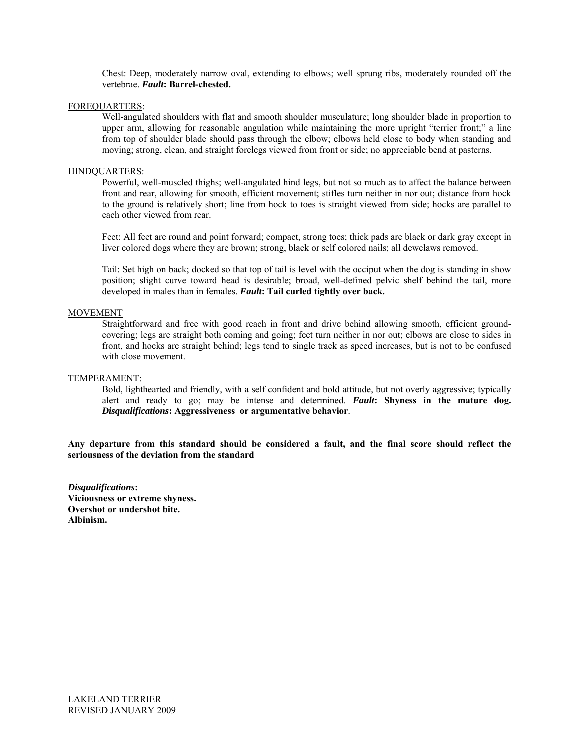Chest: Deep, moderately narrow oval, extending to elbows; well sprung ribs, moderately rounded off the vertebrae. ***Fault*: Barrel-chested.**

FOREQUARTERS:

Well-angulated shoulders with flat and smooth shoulder musculature; long shoulder blade in proportion to upper arm, allowing for reasonable angulation while maintaining the more upright "terrier front;" a line from top of shoulder blade should pass through the elbow; elbows held close to body when standing and moving; strong, clean, and straight forelegs viewed from front or side; no appreciable bend at pasterns.

HINDQUARTERS:

Powerful, well-muscled thighs; well-angulated hind legs, but not so much as to affect the balance between front and rear, allowing for smooth, efficient movement; stifles turn neither in nor out; distance from hock to the ground is relatively short; line from hock to toes is straight viewed from side; hocks are parallel to each other viewed from rear.

Feet: All feet are round and point forward; compact, strong toes; thick pads are black or dark gray except in liver colored dogs where they are brown; strong, black or self colored nails; all dewclaws removed.

Tail: Set high on back; docked so that top of tail is level with the occiput when the dog is standing in show position; slight curve toward head is desirable; broad, well-defined pelvic shelf behind the tail, more developed in males than in females. ***Fault*: Tail curled tightly over back.**

MOVEMENT

Straightforward and free with good reach in front and drive behind allowing smooth, efficient ground-covering; legs are straight both coming and going; feet turn neither in nor out; elbows are close to sides in front, and hocks are straight behind; legs tend to single track as speed increases, but is not to be confused with close movement.

TEMPERAMENT:

Bold, lighthearted and friendly, with a self confident and bold attitude, but not overly aggressive; typically alert and ready to go; may be intense and determined. ***Fault*: Shyness in the mature dog. *Disqualifications*: Aggressiveness or argumentative behavior**.

**Any departure from this standard should be considered a fault, and the final score should reflect the seriousness of the deviation from the standard**

***Disqualifications*:**
**Viciousness or extreme shyness.**
**Overshot or undershot bite.**
**Albinism.**

LAKELAND TERRIER
REVISED JANUARY 2009